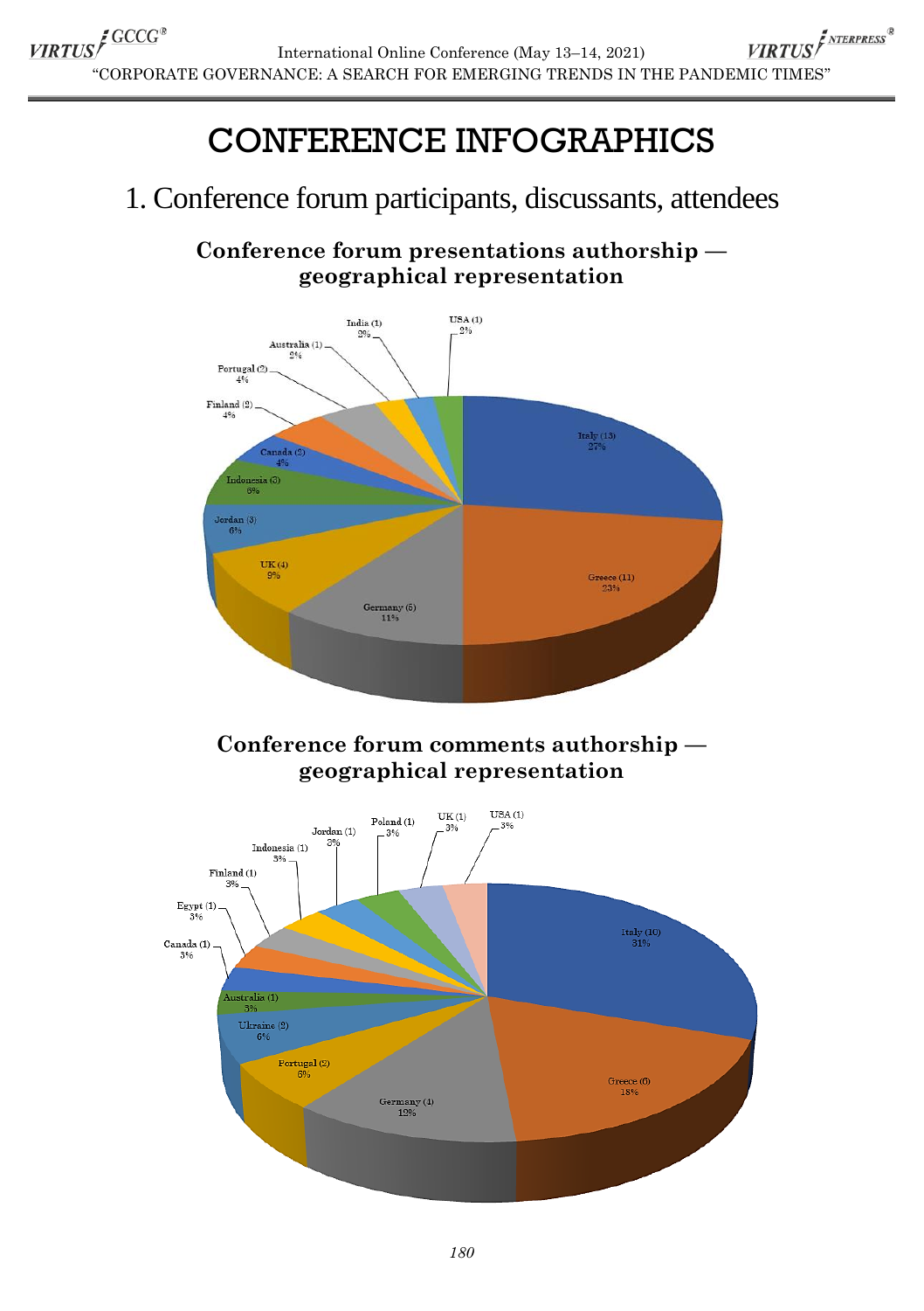# CONFERENCE INFOGRAPHICS

## 1. Conference forum participants, discussants, attendees

### Conference forum presentations authorship — geographical representation

Italy (13) 27%
Greece (11) 23%
Germany (5) 11%
UK (4) 9%
Jordan (3) 6%
Indonesia (3) 6%
Canada (2) 4%
Finland (2) 4%
Portugal (2) 4%
Australia (1) 2%
India (1) 2%
USA (1) 2%

### Conference forum comments authorship — geographical representation

Italy (10) 31%
Greece (6) 18%
Germany (4) 12%
Portugal (2) 6%
Ukraine (2) 6%
Australia (1) 3%
Canada (1) 3%
Egypt (1) 3%
Finland (1) 3%
Indonesia (1) 3%
Jordan (1) 3%
Poland (1) 3%
UK (1) 3%
USA (1) 3%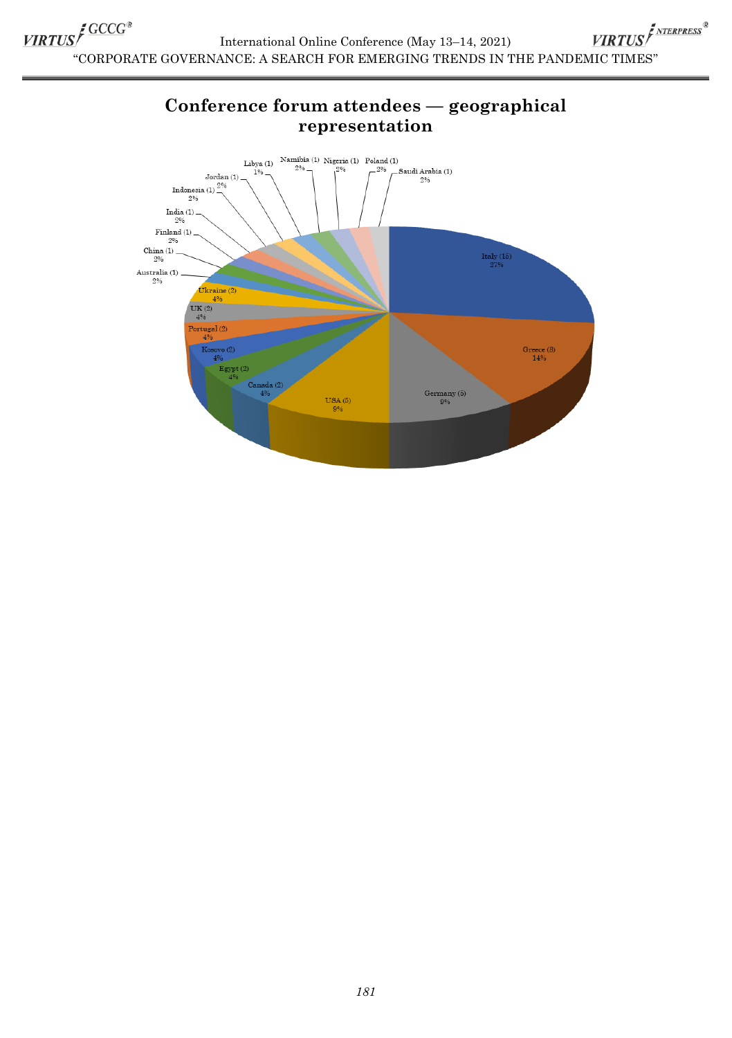## Conference forum attendees — geographical representation

Italy (15) 27%
Greece (8) 14%
Germany (5) 9%
USA (5) 9%
Canada (2) 4%
Egypt (2) 4%
Kosovo (2) 4%
Portugal (2) 4%
UK (2) 4%
Ukraine (2) 4%
Australia (1) 2%
China (1) 2%
Finland (1) 2%
India (1) 2%
Indonesia (1) 2%
Jordan (1) 2%
Libya (1) 1%
Namibia (1) 2%
Nigeria (1) 2%
Poland (1) 2%
Saudi Arabia (1) 2%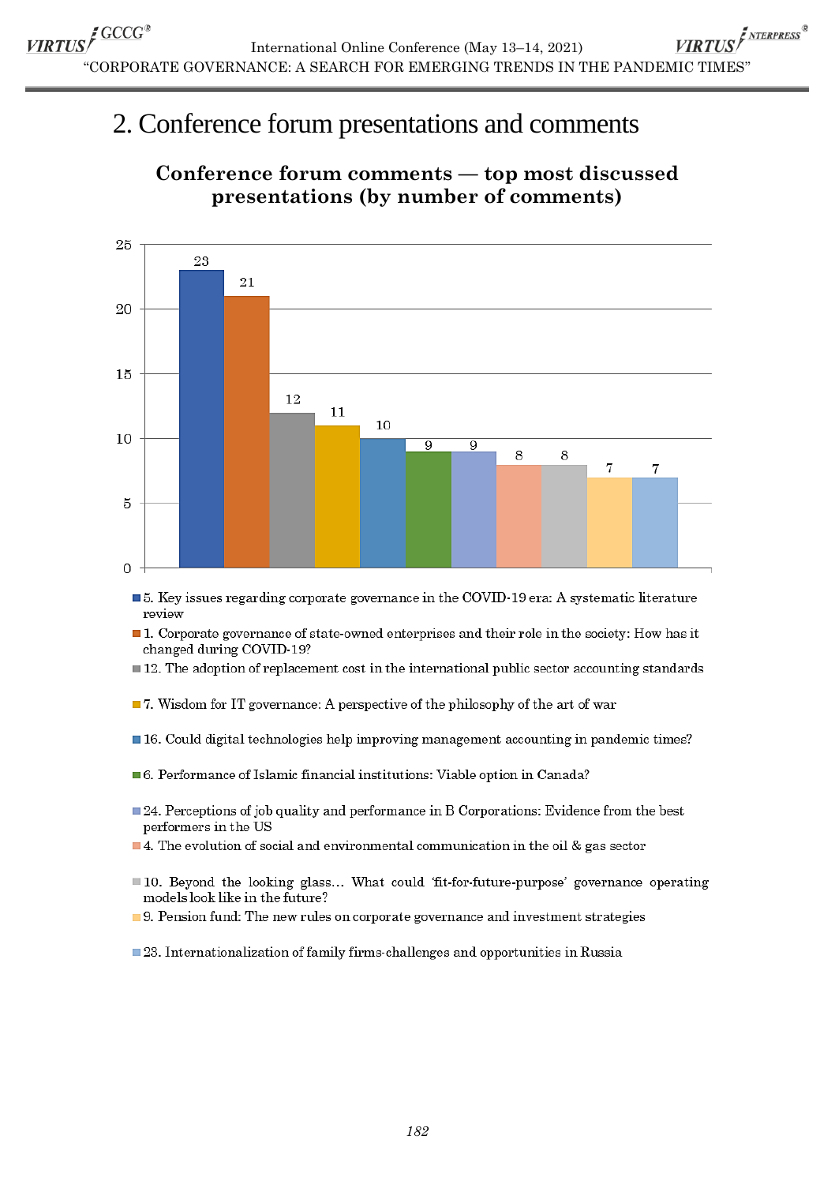# 2. Conference forum presentations and comments

**Conference forum comments — top most discussed presentations (by number of comments)**

| Presentation | Number of comments |
|---|---|
| 5. Key issues regarding corporate governance in the COVID-19 era: A systematic literature review | 23 |
| 1. Corporate governance of state-owned enterprises and their role in the society: How has it changed during COVID-19? | 21 |
| 12. The adoption of replacement cost in the international public sector accounting standards | 12 |
| 7. Wisdom for IT governance: A perspective of the philosophy of the art of war | 11 |
| 16. Could digital technologies help improving management accounting in pandemic times? | 10 |
| 6. Performance of Islamic financial institutions: Viable option in Canada? | 9 |
| 24. Perceptions of job quality and performance in B Corporations: Evidence from the best performers in the US | 9 |
| 4. The evolution of social and environmental communication in the oil & gas sector | 8 |
| 10. Beyond the looking glass… What could 'fit-for-future-purpose' governance operating models look like in the future? | 8 |
| 9. Pension fund: The new rules on corporate governance and investment strategies | 7 |
| 23. Internationalization of family firms-challenges and opportunities in Russia | 7 |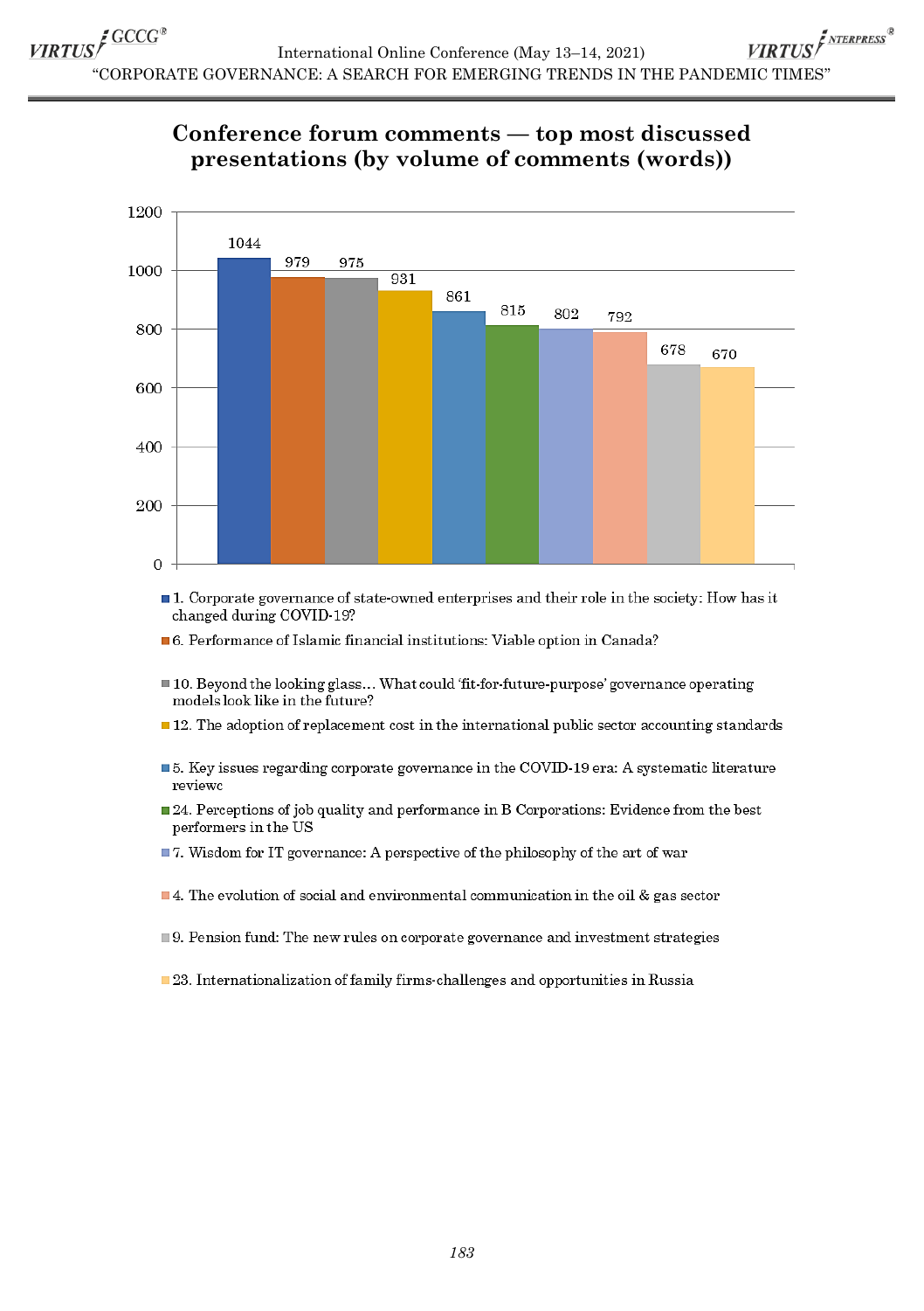## Conference forum comments — top most discussed presentations (by volume of comments (words))

| Presentation | Volume of comments (words) |
|---|---|
| 1. Corporate governance of state-owned enterprises and their role in the society: How has it changed during COVID-19? | 1044 |
| 6. Performance of Islamic financial institutions: Viable option in Canada? | 979 |
| 10. Beyond the looking glass… What could 'fit-for-future-purpose' governance operating models look like in the future? | 975 |
| 12. The adoption of replacement cost in the international public sector accounting standards | 931 |
| 5. Key issues regarding corporate governance in the COVID-19 era: A systematic literature reviewc | 861 |
| 24. Perceptions of job quality and performance in B Corporations: Evidence from the best performers in the US | 815 |
| 7. Wisdom for IT governance: A perspective of the philosophy of the art of war | 802 |
| 4. The evolution of social and environmental communication in the oil & gas sector | 792 |
| 9. Pension fund: The new rules on corporate governance and investment strategies | 678 |
| 23. Internationalization of family firms-challenges and opportunities in Russia | 670 |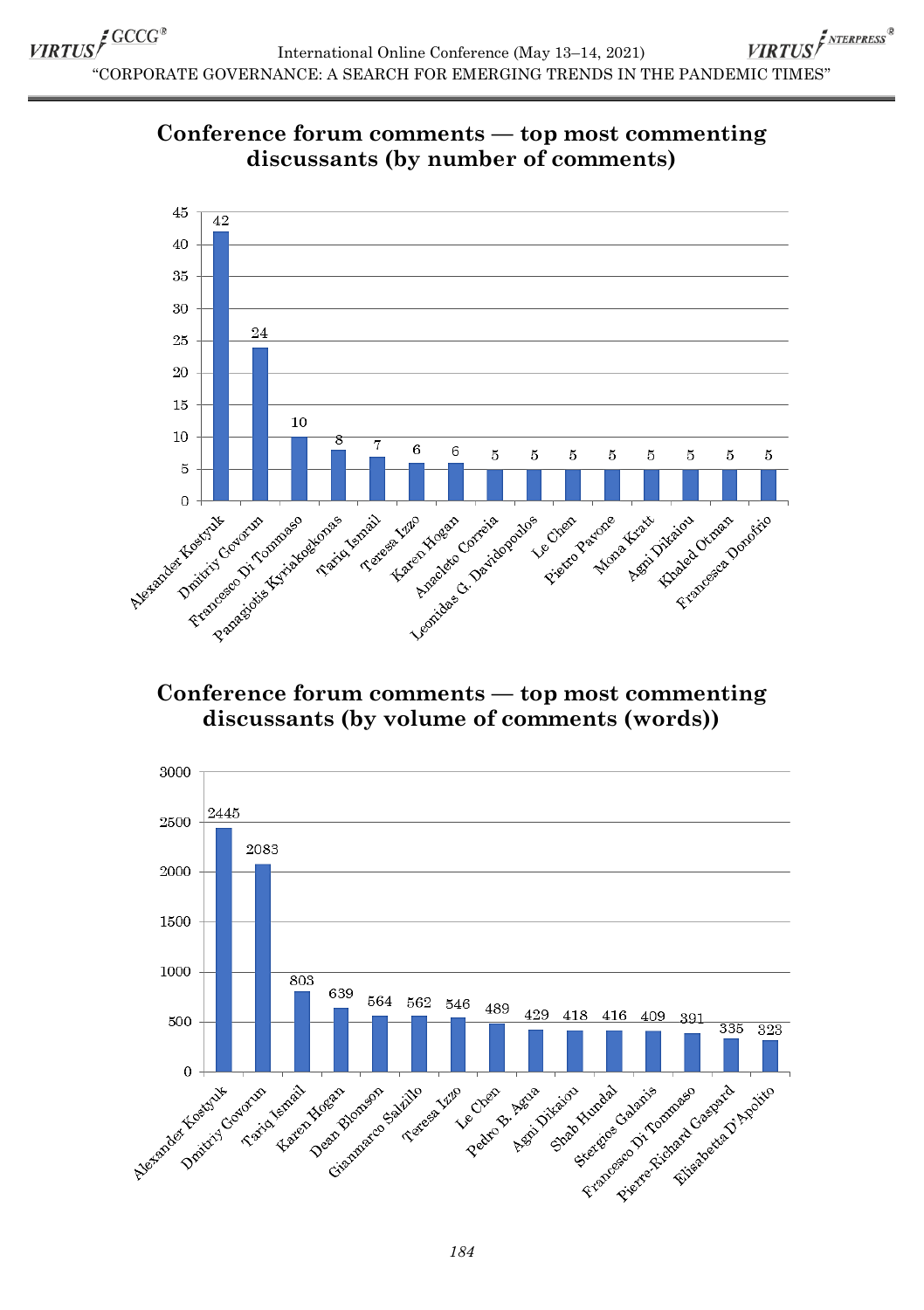## Conference forum comments — top most commenting discussants (by number of comments)

| Discussant | Number of comments |
| --- | --- |
| Alexander Kostyuk | 42 |
| Dmitriy Govorun | 24 |
| Francesco Di Tommaso | 10 |
| Panagiotis Kyriakogkonas | 8 |
| Tariq Ismail | 7 |
| Teresa Izzo | 6 |
| Karen Hogan | 6 |
| Anacleto Correia | 5 |
| Leonidas G. Davidopoulos | 5 |
| Le Chen | 5 |
| Pietro Pavone | 5 |
| Mona Kratt | 5 |
| Agni Dikaiou | 5 |
| Khaled Otman | 5 |
| Francesca Donofrio | 5 |

## Conference forum comments — top most commenting discussants (by volume of comments (words))

| Discussant | Volume of comments (words) |
| --- | --- |
| Alexander Kostyuk | 2445 |
| Dmitriy Govorun | 2083 |
| Tariq Ismail | 803 |
| Karen Hogan | 639 |
| Dean Blomson | 564 |
| Gianmarco Salzillo | 562 |
| Teresa Izzo | 546 |
| Le Chen | 489 |
| Pedro B. Agua | 429 |
| Agni Dikaiou | 418 |
| Shab Hundal | 416 |
| Stergios Galanis | 409 |
| Francesco Di Tommaso | 391 |
| Pierre-Richard Gaspard | 335 |
| Elisabetta D'Apolito | 323 |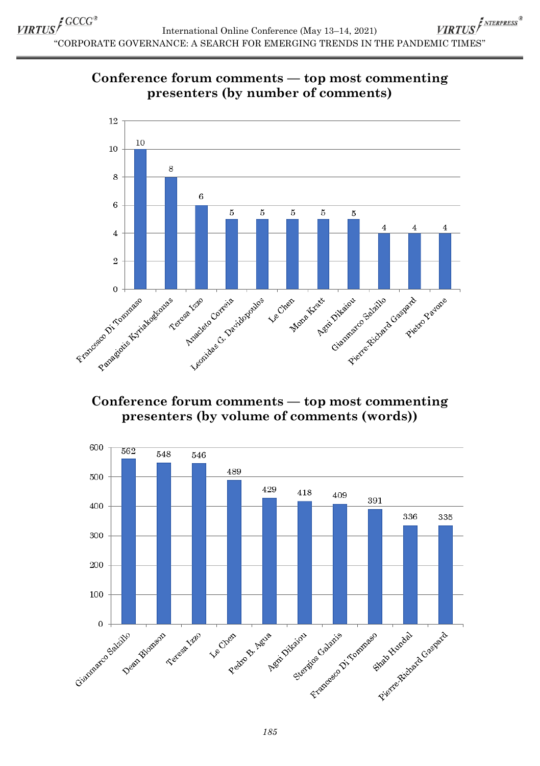**Conference forum comments — top most commenting presenters (by number of comments)**

12
10
8
6
4
2
0

10
8
6
5
5
5
5
5
4
4
4

Francesco Di Tommaso
Panagiotis Kyriakogkonas
Teresa Izzo
Anacleto Correia
Leonidas G. Davidopoulos
Le Chen
Mona Kratt
Agni Dikaiou
Gianmarco Salzillo
Pierre-Richard Gaspard
Pietro Pavone

**Conference forum comments — top most commenting presenters (by volume of comments (words))**

600
500
400
300
200
100
0

562
548
546
489
429
418
409
391
336
335

Gianmarco Salzillo
Dean Blomson
Teresa Izzo
Le Chen
Pedro B. Agua
Agni Dikaiou
Stergios Galanis
Francesco Di Tommaso
Shab Hundal
Pierre-Richard Gaspard